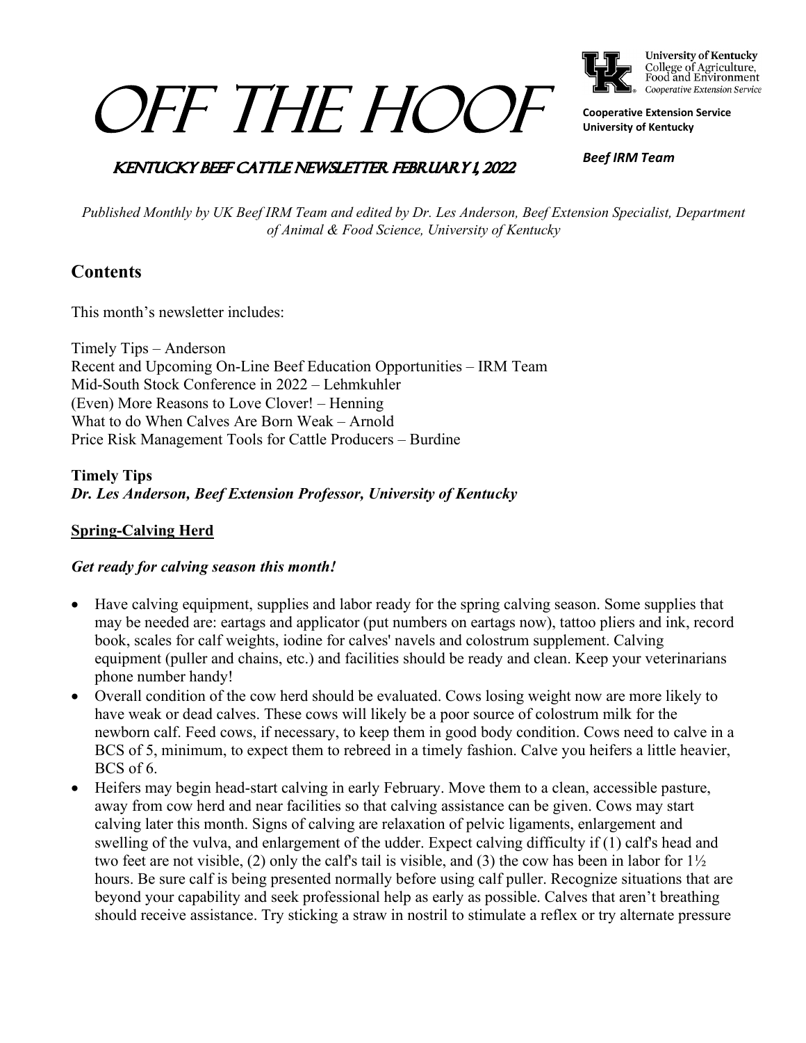# Off the Hoof

**University of Kentucky**
College of Agriculture, Food and Environment
*Cooperative Extension Service*

**Cooperative Extension Service**
**University of Kentucky**

***Beef IRM Team***

## Kentucky Beef Cattle Newsletter February 1, 2022

*Published Monthly by UK Beef IRM Team and edited by Dr. Les Anderson, Beef Extension Specialist, Department of Animal & Food Science, University of Kentucky*

## Contents

This month's newsletter includes:

Timely Tips – Anderson
Recent and Upcoming On-Line Beef Education Opportunities – IRM Team
Mid-South Stock Conference in 2022 – Lehmkuhler
(Even) More Reasons to Love Clover! – Henning
What to do When Calves Are Born Weak – Arnold
Price Risk Management Tools for Cattle Producers – Burdine

**Timely Tips**
***Dr. Les Anderson, Beef Extension Professor, University of Kentucky***

**Spring-Calving Herd**

***Get ready for calving season this month!***

- Have calving equipment, supplies and labor ready for the spring calving season. Some supplies that may be needed are: eartags and applicator (put numbers on eartags now), tattoo pliers and ink, record book, scales for calf weights, iodine for calves' navels and colostrum supplement. Calving equipment (puller and chains, etc.) and facilities should be ready and clean. Keep your veterinarians phone number handy!
- Overall condition of the cow herd should be evaluated. Cows losing weight now are more likely to have weak or dead calves. These cows will likely be a poor source of colostrum milk for the newborn calf. Feed cows, if necessary, to keep them in good body condition. Cows need to calve in a BCS of 5, minimum, to expect them to rebreed in a timely fashion. Calve you heifers a little heavier, BCS of 6.
- Heifers may begin head-start calving in early February. Move them to a clean, accessible pasture, away from cow herd and near facilities so that calving assistance can be given. Cows may start calving later this month. Signs of calving are relaxation of pelvic ligaments, enlargement and swelling of the vulva, and enlargement of the udder. Expect calving difficulty if (1) calf's head and two feet are not visible, (2) only the calf's tail is visible, and (3) the cow has been in labor for 1½ hours. Be sure calf is being presented normally before using calf puller. Recognize situations that are beyond your capability and seek professional help as early as possible. Calves that aren't breathing should receive assistance. Try sticking a straw in nostril to stimulate a reflex or try alternate pressure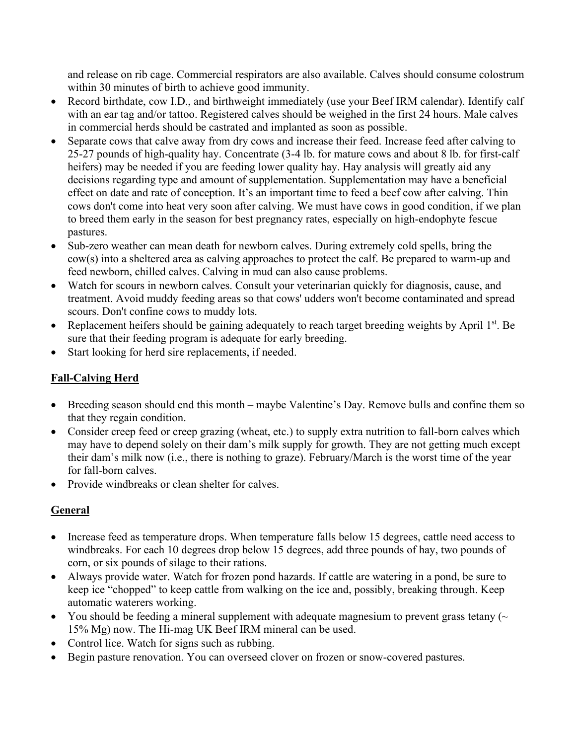and release on rib cage. Commercial respirators are also available. Calves should consume colostrum within 30 minutes of birth to achieve good immunity.

- Record birthdate, cow I.D., and birthweight immediately (use your Beef IRM calendar). Identify calf with an ear tag and/or tattoo. Registered calves should be weighed in the first 24 hours. Male calves in commercial herds should be castrated and implanted as soon as possible.
- Separate cows that calve away from dry cows and increase their feed. Increase feed after calving to 25-27 pounds of high-quality hay. Concentrate (3-4 lb. for mature cows and about 8 lb. for first-calf heifers) may be needed if you are feeding lower quality hay. Hay analysis will greatly aid any decisions regarding type and amount of supplementation. Supplementation may have a beneficial effect on date and rate of conception. It's an important time to feed a beef cow after calving. Thin cows don't come into heat very soon after calving. We must have cows in good condition, if we plan to breed them early in the season for best pregnancy rates, especially on high-endophyte fescue pastures.
- Sub-zero weather can mean death for newborn calves. During extremely cold spells, bring the cow(s) into a sheltered area as calving approaches to protect the calf. Be prepared to warm-up and feed newborn, chilled calves. Calving in mud can also cause problems.
- Watch for scours in newborn calves. Consult your veterinarian quickly for diagnosis, cause, and treatment. Avoid muddy feeding areas so that cows' udders won't become contaminated and spread scours. Don't confine cows to muddy lots.
- Replacement heifers should be gaining adequately to reach target breeding weights by April 1st. Be sure that their feeding program is adequate for early breeding.
- Start looking for herd sire replacements, if needed.

## Fall-Calving Herd

- Breeding season should end this month – maybe Valentine's Day. Remove bulls and confine them so that they regain condition.
- Consider creep feed or creep grazing (wheat, etc.) to supply extra nutrition to fall-born calves which may have to depend solely on their dam's milk supply for growth. They are not getting much except their dam's milk now (i.e., there is nothing to graze). February/March is the worst time of the year for fall-born calves.
- Provide windbreaks or clean shelter for calves.

## General

- Increase feed as temperature drops. When temperature falls below 15 degrees, cattle need access to windbreaks. For each 10 degrees drop below 15 degrees, add three pounds of hay, two pounds of corn, or six pounds of silage to their rations.
- Always provide water. Watch for frozen pond hazards. If cattle are watering in a pond, be sure to keep ice "chopped" to keep cattle from walking on the ice and, possibly, breaking through. Keep automatic waterers working.
- You should be feeding a mineral supplement with adequate magnesium to prevent grass tetany (~ 15% Mg) now. The Hi-mag UK Beef IRM mineral can be used.
- Control lice. Watch for signs such as rubbing.
- Begin pasture renovation. You can overseed clover on frozen or snow-covered pastures.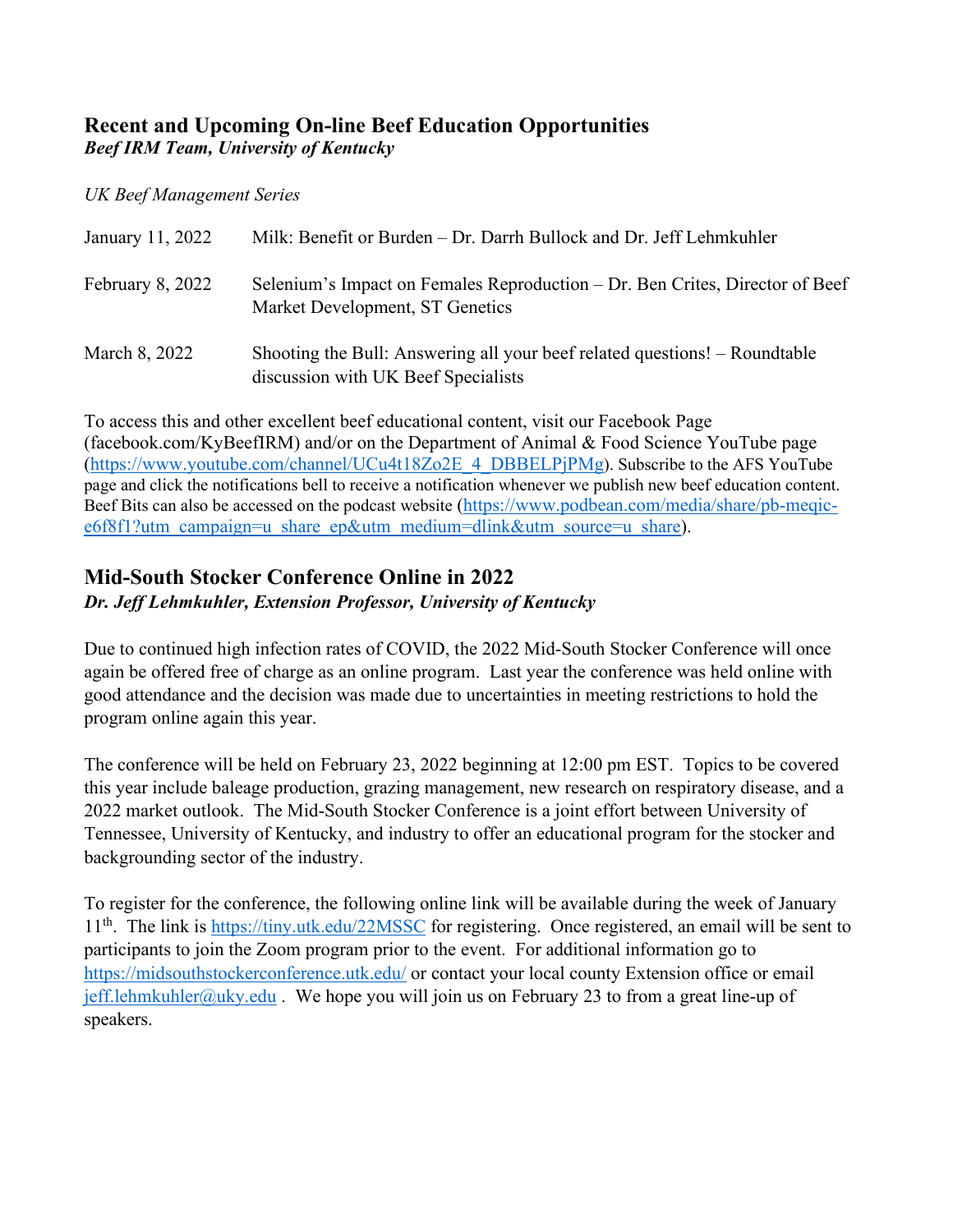## Recent and Upcoming On-line Beef Education Opportunities

***Beef IRM Team, University of Kentucky***

*UK Beef Management Series*

| | |
|---|---|
| January 11, 2022 | Milk: Benefit or Burden – Dr. Darrh Bullock and Dr. Jeff Lehmkuhler |
| February 8, 2022 | Selenium's Impact on Females Reproduction – Dr. Ben Crites, Director of Beef Market Development, ST Genetics |
| March 8, 2022 | Shooting the Bull: Answering all your beef related questions! – Roundtable discussion with UK Beef Specialists |

To access this and other excellent beef educational content, visit our Facebook Page (facebook.com/KyBeefIRM) and/or on the Department of Animal & Food Science YouTube page (https://www.youtube.com/channel/UCu4t18Zo2E_4_DBBELPjPMg). Subscribe to the AFS YouTube page and click the notifications bell to receive a notification whenever we publish new beef education content. Beef Bits can also be accessed on the podcast website (https://www.podbean.com/media/share/pb-meqic-e6f8f1?utm_campaign=u_share_ep&utm_medium=dlink&utm_source=u_share).

## Mid-South Stocker Conference Online in 2022

***Dr. Jeff Lehmkuhler, Extension Professor, University of Kentucky***

Due to continued high infection rates of COVID, the 2022 Mid-South Stocker Conference will once again be offered free of charge as an online program. Last year the conference was held online with good attendance and the decision was made due to uncertainties in meeting restrictions to hold the program online again this year.

The conference will be held on February 23, 2022 beginning at 12:00 pm EST. Topics to be covered this year include baleage production, grazing management, new research on respiratory disease, and a 2022 market outlook. The Mid-South Stocker Conference is a joint effort between University of Tennessee, University of Kentucky, and industry to offer an educational program for the stocker and backgrounding sector of the industry.

To register for the conference, the following online link will be available during the week of January 11th. The link is https://tiny.utk.edu/22MSSC for registering. Once registered, an email will be sent to participants to join the Zoom program prior to the event. For additional information go to https://midsouthstockerconference.utk.edu/ or contact your local county Extension office or email jeff.lehmkuhler@uky.edu . We hope you will join us on February 23 to from a great line-up of speakers.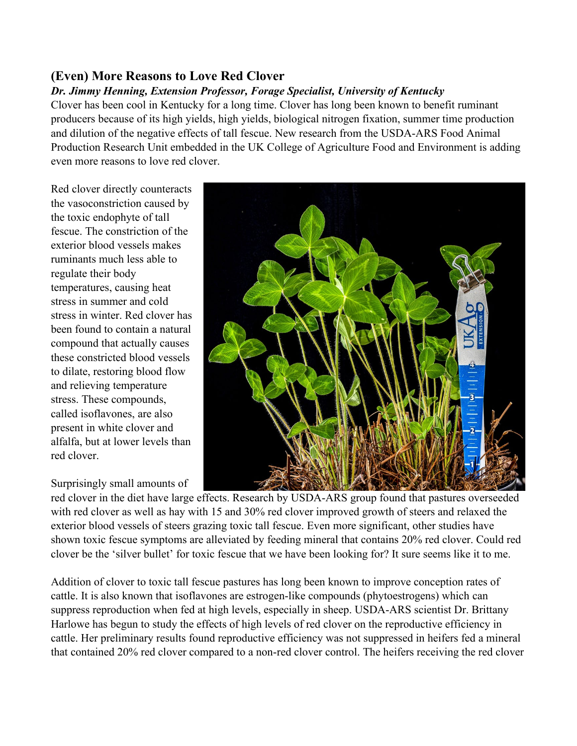### (Even) More Reasons to Love Red Clover

***Dr. Jimmy Henning, Extension Professor, Forage Specialist, University of Kentucky***

Clover has been cool in Kentucky for a long time. Clover has long been known to benefit ruminant producers because of its high yields, high yields, biological nitrogen fixation, summer time production and dilution of the negative effects of tall fescue. New research from the USDA-ARS Food Animal Production Research Unit embedded in the UK College of Agriculture Food and Environment is adding even more reasons to love red clover.

Red clover directly counteracts the vasoconstriction caused by the toxic endophyte of tall fescue. The constriction of the exterior blood vessels makes ruminants much less able to regulate their body temperatures, causing heat stress in summer and cold stress in winter. Red clover has been found to contain a natural compound that actually causes these constricted blood vessels to dilate, restoring blood flow and relieving temperature stress. These compounds, called isoflavones, are also present in white clover and alfalfa, but at lower levels than red clover.

Surprisingly small amounts of red clover in the diet have large effects. Research by USDA-ARS group found that pastures overseeded with red clover as well as hay with 15 and 30% red clover improved growth of steers and relaxed the exterior blood vessels of steers grazing toxic tall fescue. Even more significant, other studies have shown toxic fescue symptoms are alleviated by feeding mineral that contains 20% red clover. Could red clover be the 'silver bullet' for toxic fescue that we have been looking for? It sure seems like it to me.

Addition of clover to toxic tall fescue pastures has long been known to improve conception rates of cattle. It is also known that isoflavones are estrogen-like compounds (phytoestrogens) which can suppress reproduction when fed at high levels, especially in sheep. USDA-ARS scientist Dr. Brittany Harlowe has begun to study the effects of high levels of red clover on the reproductive efficiency in cattle. Her preliminary results found reproductive efficiency was not suppressed in heifers fed a mineral that contained 20% red clover compared to a non-red clover control. The heifers receiving the red clover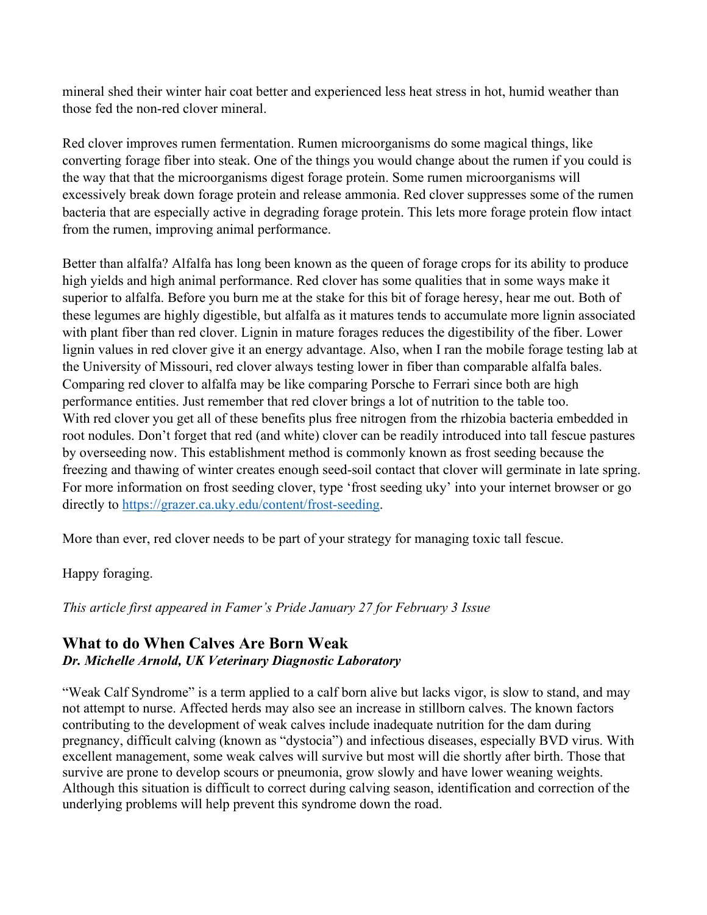mineral shed their winter hair coat better and experienced less heat stress in hot, humid weather than those fed the non-red clover mineral.

Red clover improves rumen fermentation. Rumen microorganisms do some magical things, like converting forage fiber into steak. One of the things you would change about the rumen if you could is the way that that the microorganisms digest forage protein. Some rumen microorganisms will excessively break down forage protein and release ammonia. Red clover suppresses some of the rumen bacteria that are especially active in degrading forage protein. This lets more forage protein flow intact from the rumen, improving animal performance.

Better than alfalfa? Alfalfa has long been known as the queen of forage crops for its ability to produce high yields and high animal performance. Red clover has some qualities that in some ways make it superior to alfalfa. Before you burn me at the stake for this bit of forage heresy, hear me out. Both of these legumes are highly digestible, but alfalfa as it matures tends to accumulate more lignin associated with plant fiber than red clover. Lignin in mature forages reduces the digestibility of the fiber. Lower lignin values in red clover give it an energy advantage. Also, when I ran the mobile forage testing lab at the University of Missouri, red clover always testing lower in fiber than comparable alfalfa bales. Comparing red clover to alfalfa may be like comparing Porsche to Ferrari since both are high performance entities. Just remember that red clover brings a lot of nutrition to the table too.
With red clover you get all of these benefits plus free nitrogen from the rhizobia bacteria embedded in root nodules. Don't forget that red (and white) clover can be readily introduced into tall fescue pastures by overseeding now. This establishment method is commonly known as frost seeding because the freezing and thawing of winter creates enough seed-soil contact that clover will germinate in late spring. For more information on frost seeding clover, type 'frost seeding uky' into your internet browser or go directly to [https://grazer.ca.uky.edu/content/frost-seeding](https://grazer.ca.uky.edu/content/frost-seeding).

More than ever, red clover needs to be part of your strategy for managing toxic tall fescue.

Happy foraging.

*This article first appeared in Famer's Pride January 27 for February 3 Issue*

## What to do When Calves Are Born Weak

***Dr. Michelle Arnold, UK Veterinary Diagnostic Laboratory***

"Weak Calf Syndrome" is a term applied to a calf born alive but lacks vigor, is slow to stand, and may not attempt to nurse. Affected herds may also see an increase in stillborn calves. The known factors contributing to the development of weak calves include inadequate nutrition for the dam during pregnancy, difficult calving (known as "dystocia") and infectious diseases, especially BVD virus. With excellent management, some weak calves will survive but most will die shortly after birth. Those that survive are prone to develop scours or pneumonia, grow slowly and have lower weaning weights. Although this situation is difficult to correct during calving season, identification and correction of the underlying problems will help prevent this syndrome down the road.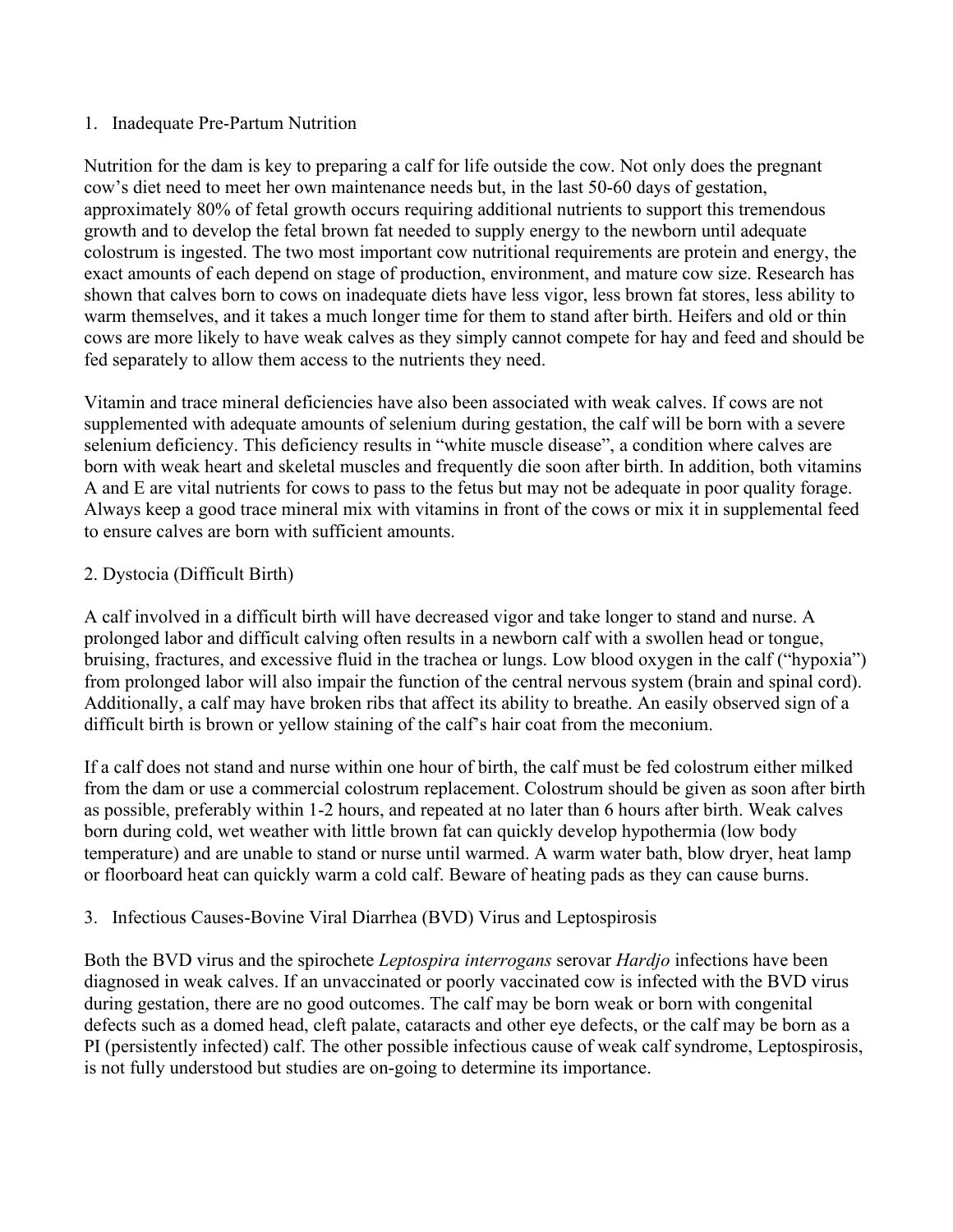1. Inadequate Pre-Partum Nutrition

Nutrition for the dam is key to preparing a calf for life outside the cow. Not only does the pregnant cow's diet need to meet her own maintenance needs but, in the last 50-60 days of gestation, approximately 80% of fetal growth occurs requiring additional nutrients to support this tremendous growth and to develop the fetal brown fat needed to supply energy to the newborn until adequate colostrum is ingested. The two most important cow nutritional requirements are protein and energy, the exact amounts of each depend on stage of production, environment, and mature cow size. Research has shown that calves born to cows on inadequate diets have less vigor, less brown fat stores, less ability to warm themselves, and it takes a much longer time for them to stand after birth. Heifers and old or thin cows are more likely to have weak calves as they simply cannot compete for hay and feed and should be fed separately to allow them access to the nutrients they need.

Vitamin and trace mineral deficiencies have also been associated with weak calves. If cows are not supplemented with adequate amounts of selenium during gestation, the calf will be born with a severe selenium deficiency. This deficiency results in "white muscle disease", a condition where calves are born with weak heart and skeletal muscles and frequently die soon after birth. In addition, both vitamins A and E are vital nutrients for cows to pass to the fetus but may not be adequate in poor quality forage. Always keep a good trace mineral mix with vitamins in front of the cows or mix it in supplemental feed to ensure calves are born with sufficient amounts.

2. Dystocia (Difficult Birth)

A calf involved in a difficult birth will have decreased vigor and take longer to stand and nurse. A prolonged labor and difficult calving often results in a newborn calf with a swollen head or tongue, bruising, fractures, and excessive fluid in the trachea or lungs. Low blood oxygen in the calf ("hypoxia") from prolonged labor will also impair the function of the central nervous system (brain and spinal cord). Additionally, a calf may have broken ribs that affect its ability to breathe. An easily observed sign of a difficult birth is brown or yellow staining of the calf's hair coat from the meconium.

If a calf does not stand and nurse within one hour of birth, the calf must be fed colostrum either milked from the dam or use a commercial colostrum replacement. Colostrum should be given as soon after birth as possible, preferably within 1-2 hours, and repeated at no later than 6 hours after birth. Weak calves born during cold, wet weather with little brown fat can quickly develop hypothermia (low body temperature) and are unable to stand or nurse until warmed. A warm water bath, blow dryer, heat lamp or floorboard heat can quickly warm a cold calf. Beware of heating pads as they can cause burns.

3. Infectious Causes-Bovine Viral Diarrhea (BVD) Virus and Leptospirosis

Both the BVD virus and the spirochete *Leptospira interrogans* serovar *Hardjo* infections have been diagnosed in weak calves. If an unvaccinated or poorly vaccinated cow is infected with the BVD virus during gestation, there are no good outcomes. The calf may be born weak or born with congenital defects such as a domed head, cleft palate, cataracts and other eye defects, or the calf may be born as a PI (persistently infected) calf. The other possible infectious cause of weak calf syndrome, Leptospirosis, is not fully understood but studies are on-going to determine its importance.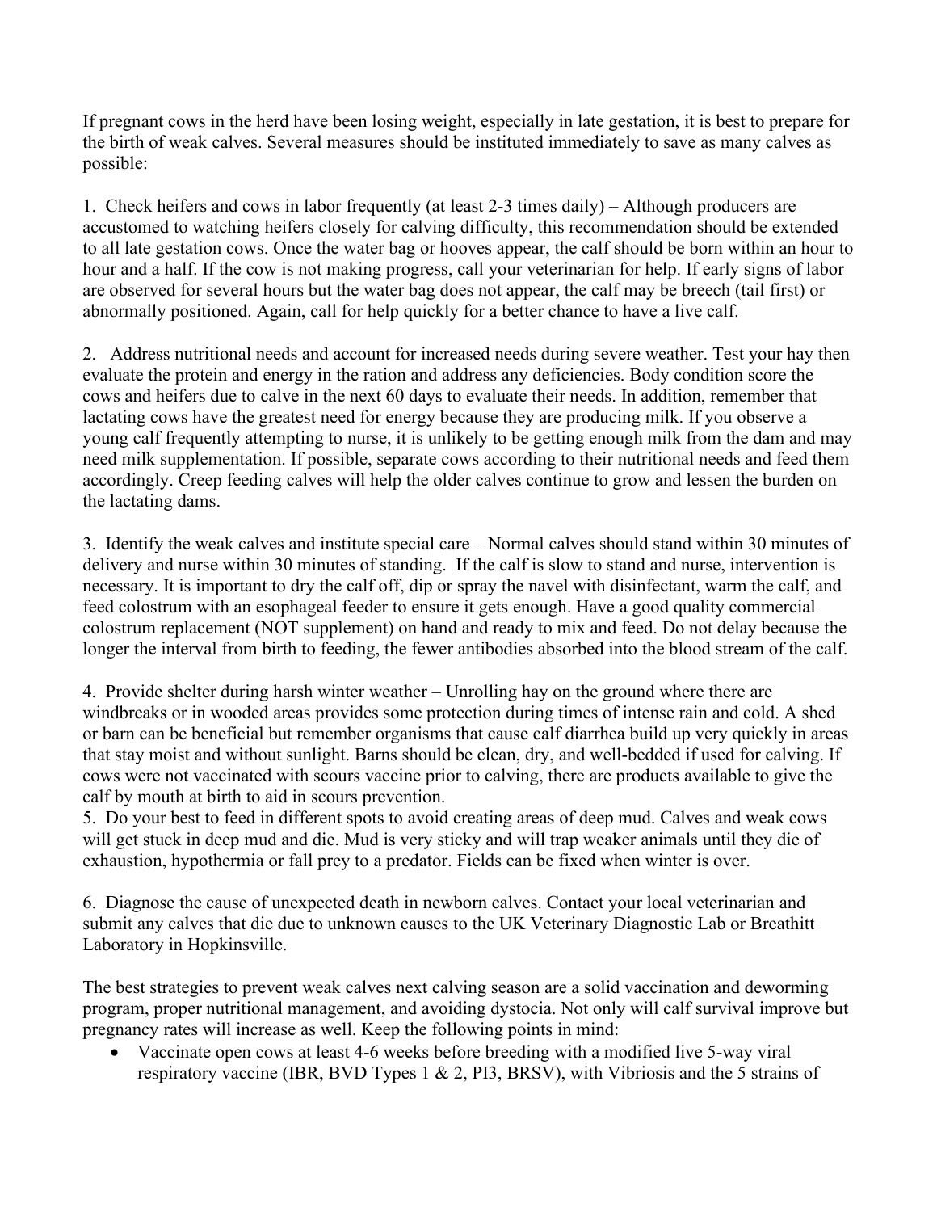If pregnant cows in the herd have been losing weight, especially in late gestation, it is best to prepare for the birth of weak calves. Several measures should be instituted immediately to save as many calves as possible:

1. Check heifers and cows in labor frequently (at least 2-3 times daily) – Although producers are accustomed to watching heifers closely for calving difficulty, this recommendation should be extended to all late gestation cows. Once the water bag or hooves appear, the calf should be born within an hour to hour and a half. If the cow is not making progress, call your veterinarian for help. If early signs of labor are observed for several hours but the water bag does not appear, the calf may be breech (tail first) or abnormally positioned. Again, call for help quickly for a better chance to have a live calf.

2. Address nutritional needs and account for increased needs during severe weather. Test your hay then evaluate the protein and energy in the ration and address any deficiencies. Body condition score the cows and heifers due to calve in the next 60 days to evaluate their needs. In addition, remember that lactating cows have the greatest need for energy because they are producing milk. If you observe a young calf frequently attempting to nurse, it is unlikely to be getting enough milk from the dam and may need milk supplementation. If possible, separate cows according to their nutritional needs and feed them accordingly. Creep feeding calves will help the older calves continue to grow and lessen the burden on the lactating dams.

3. Identify the weak calves and institute special care – Normal calves should stand within 30 minutes of delivery and nurse within 30 minutes of standing. If the calf is slow to stand and nurse, intervention is necessary. It is important to dry the calf off, dip or spray the navel with disinfectant, warm the calf, and feed colostrum with an esophageal feeder to ensure it gets enough. Have a good quality commercial colostrum replacement (NOT supplement) on hand and ready to mix and feed. Do not delay because the longer the interval from birth to feeding, the fewer antibodies absorbed into the blood stream of the calf.

4. Provide shelter during harsh winter weather – Unrolling hay on the ground where there are windbreaks or in wooded areas provides some protection during times of intense rain and cold. A shed or barn can be beneficial but remember organisms that cause calf diarrhea build up very quickly in areas that stay moist and without sunlight. Barns should be clean, dry, and well-bedded if used for calving. If cows were not vaccinated with scours vaccine prior to calving, there are products available to give the calf by mouth at birth to aid in scours prevention.

5. Do your best to feed in different spots to avoid creating areas of deep mud. Calves and weak cows will get stuck in deep mud and die. Mud is very sticky and will trap weaker animals until they die of exhaustion, hypothermia or fall prey to a predator. Fields can be fixed when winter is over.

6. Diagnose the cause of unexpected death in newborn calves. Contact your local veterinarian and submit any calves that die due to unknown causes to the UK Veterinary Diagnostic Lab or Breathitt Laboratory in Hopkinsville.

The best strategies to prevent weak calves next calving season are a solid vaccination and deworming program, proper nutritional management, and avoiding dystocia. Not only will calf survival improve but pregnancy rates will increase as well. Keep the following points in mind:

- Vaccinate open cows at least 4-6 weeks before breeding with a modified live 5-way viral respiratory vaccine (IBR, BVD Types 1 & 2, PI3, BRSV), with Vibriosis and the 5 strains of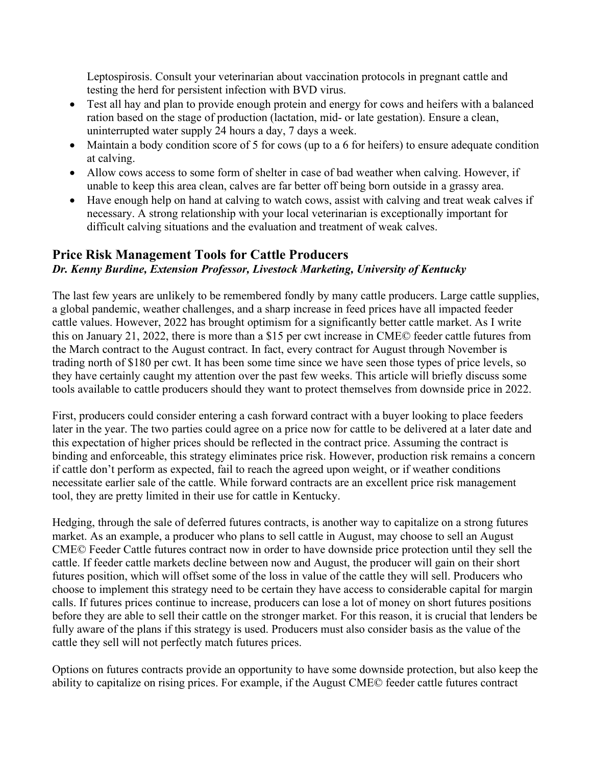Leptospirosis. Consult your veterinarian about vaccination protocols in pregnant cattle and testing the herd for persistent infection with BVD virus.

- Test all hay and plan to provide enough protein and energy for cows and heifers with a balanced ration based on the stage of production (lactation, mid- or late gestation). Ensure a clean, uninterrupted water supply 24 hours a day, 7 days a week.
- Maintain a body condition score of 5 for cows (up to a 6 for heifers) to ensure adequate condition at calving.
- Allow cows access to some form of shelter in case of bad weather when calving. However, if unable to keep this area clean, calves are far better off being born outside in a grassy area.
- Have enough help on hand at calving to watch cows, assist with calving and treat weak calves if necessary. A strong relationship with your local veterinarian is exceptionally important for difficult calving situations and the evaluation and treatment of weak calves.

## Price Risk Management Tools for Cattle Producers

***Dr. Kenny Burdine, Extension Professor, Livestock Marketing, University of Kentucky***

The last few years are unlikely to be remembered fondly by many cattle producers. Large cattle supplies, a global pandemic, weather challenges, and a sharp increase in feed prices have all impacted feeder cattle values. However, 2022 has brought optimism for a significantly better cattle market. As I write this on January 21, 2022, there is more than a $15 per cwt increase in CME© feeder cattle futures from the March contract to the August contract. In fact, every contract for August through November is trading north of $180 per cwt. It has been some time since we have seen those types of price levels, so they have certainly caught my attention over the past few weeks. This article will briefly discuss some tools available to cattle producers should they want to protect themselves from downside price in 2022.

First, producers could consider entering a cash forward contract with a buyer looking to place feeders later in the year. The two parties could agree on a price now for cattle to be delivered at a later date and this expectation of higher prices should be reflected in the contract price. Assuming the contract is binding and enforceable, this strategy eliminates price risk. However, production risk remains a concern if cattle don't perform as expected, fail to reach the agreed upon weight, or if weather conditions necessitate earlier sale of the cattle. While forward contracts are an excellent price risk management tool, they are pretty limited in their use for cattle in Kentucky.

Hedging, through the sale of deferred futures contracts, is another way to capitalize on a strong futures market. As an example, a producer who plans to sell cattle in August, may choose to sell an August CME© Feeder Cattle futures contract now in order to have downside price protection until they sell the cattle. If feeder cattle markets decline between now and August, the producer will gain on their short futures position, which will offset some of the loss in value of the cattle they will sell. Producers who choose to implement this strategy need to be certain they have access to considerable capital for margin calls. If futures prices continue to increase, producers can lose a lot of money on short futures positions before they are able to sell their cattle on the stronger market. For this reason, it is crucial that lenders be fully aware of the plans if this strategy is used. Producers must also consider basis as the value of the cattle they sell will not perfectly match futures prices.

Options on futures contracts provide an opportunity to have some downside protection, but also keep the ability to capitalize on rising prices. For example, if the August CME© feeder cattle futures contract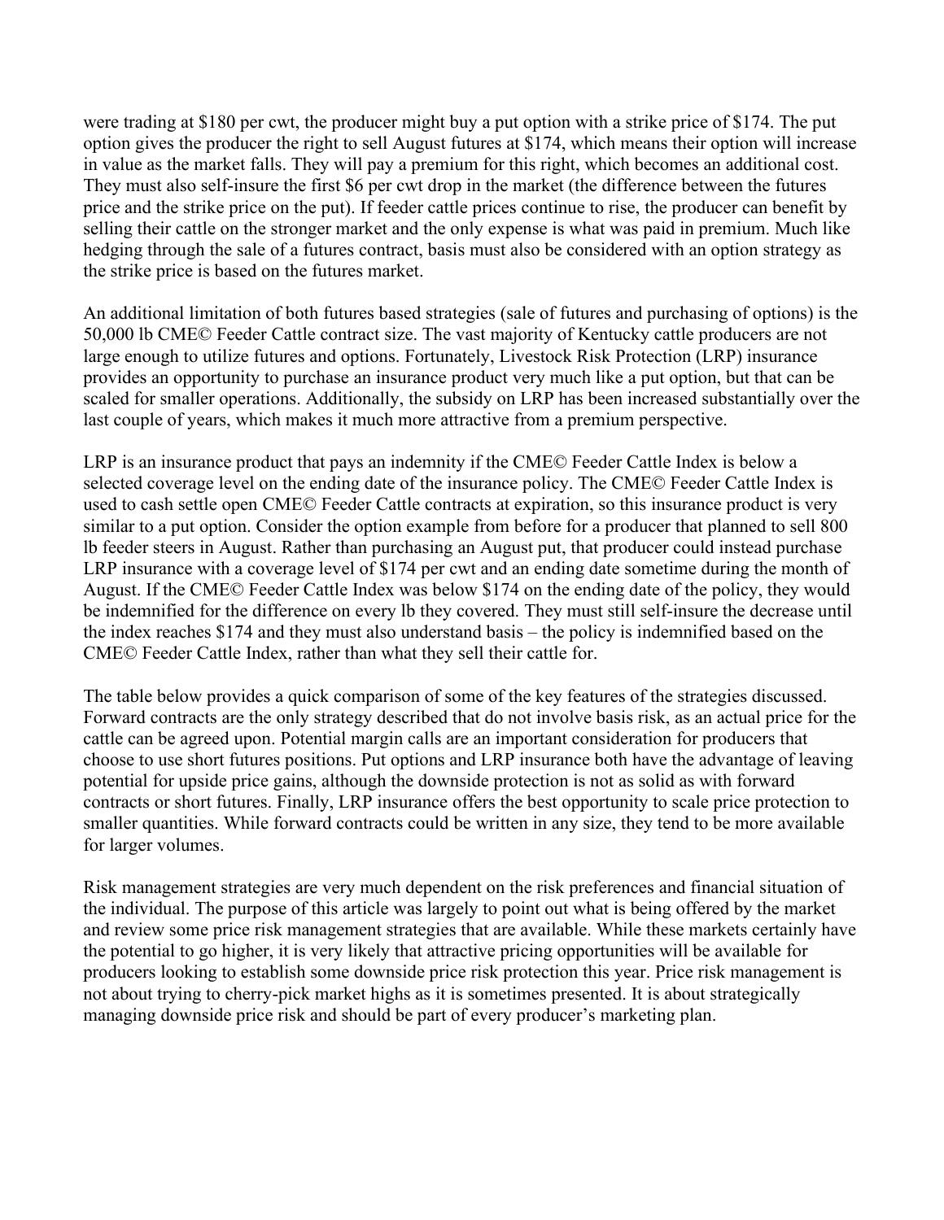were trading at $180 per cwt, the producer might buy a put option with a strike price of $174. The put option gives the producer the right to sell August futures at $174, which means their option will increase in value as the market falls. They will pay a premium for this right, which becomes an additional cost. They must also self-insure the first $6 per cwt drop in the market (the difference between the futures price and the strike price on the put). If feeder cattle prices continue to rise, the producer can benefit by selling their cattle on the stronger market and the only expense is what was paid in premium. Much like hedging through the sale of a futures contract, basis must also be considered with an option strategy as the strike price is based on the futures market.

An additional limitation of both futures based strategies (sale of futures and purchasing of options) is the 50,000 lb CME© Feeder Cattle contract size. The vast majority of Kentucky cattle producers are not large enough to utilize futures and options. Fortunately, Livestock Risk Protection (LRP) insurance provides an opportunity to purchase an insurance product very much like a put option, but that can be scaled for smaller operations. Additionally, the subsidy on LRP has been increased substantially over the last couple of years, which makes it much more attractive from a premium perspective.

LRP is an insurance product that pays an indemnity if the CME© Feeder Cattle Index is below a selected coverage level on the ending date of the insurance policy. The CME© Feeder Cattle Index is used to cash settle open CME© Feeder Cattle contracts at expiration, so this insurance product is very similar to a put option. Consider the option example from before for a producer that planned to sell 800 lb feeder steers in August. Rather than purchasing an August put, that producer could instead purchase LRP insurance with a coverage level of $174 per cwt and an ending date sometime during the month of August. If the CME© Feeder Cattle Index was below $174 on the ending date of the policy, they would be indemnified for the difference on every lb they covered. They must still self-insure the decrease until the index reaches $174 and they must also understand basis – the policy is indemnified based on the CME© Feeder Cattle Index, rather than what they sell their cattle for.

The table below provides a quick comparison of some of the key features of the strategies discussed. Forward contracts are the only strategy described that do not involve basis risk, as an actual price for the cattle can be agreed upon. Potential margin calls are an important consideration for producers that choose to use short futures positions. Put options and LRP insurance both have the advantage of leaving potential for upside price gains, although the downside protection is not as solid as with forward contracts or short futures. Finally, LRP insurance offers the best opportunity to scale price protection to smaller quantities. While forward contracts could be written in any size, they tend to be more available for larger volumes.

Risk management strategies are very much dependent on the risk preferences and financial situation of the individual. The purpose of this article was largely to point out what is being offered by the market and review some price risk management strategies that are available. While these markets certainly have the potential to go higher, it is very likely that attractive pricing opportunities will be available for producers looking to establish some downside price risk protection this year. Price risk management is not about trying to cherry-pick market highs as it is sometimes presented. It is about strategically managing downside price risk and should be part of every producer's marketing plan.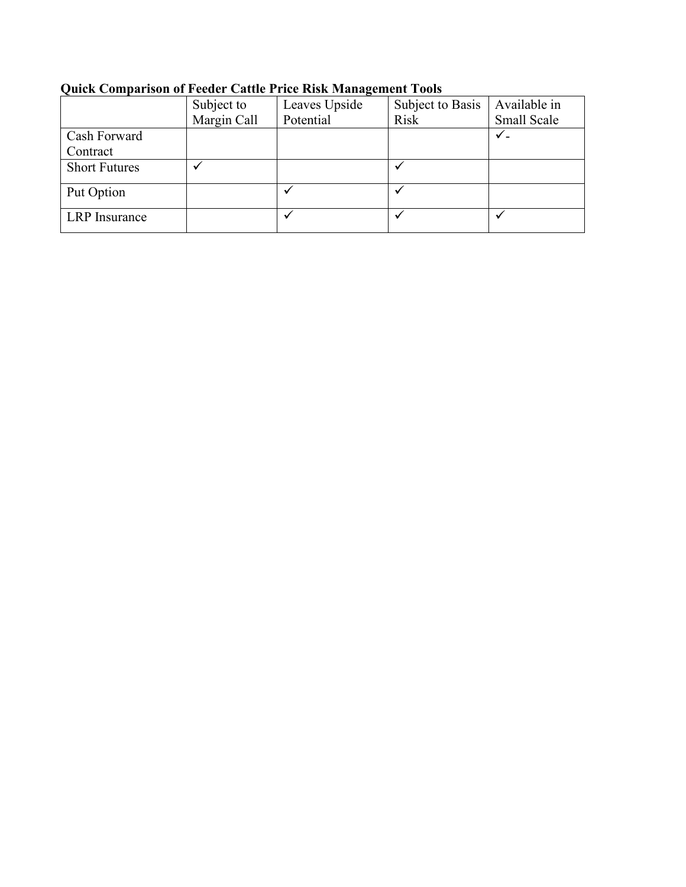**Quick Comparison of Feeder Cattle Price Risk Management Tools**

| | Subject to Margin Call | Leaves Upside Potential | Subject to Basis Risk | Available in Small Scale |
|---|---|---|---|---|
| Cash Forward Contract | | | | ✓- |
| Short Futures | ✓ | | ✓ | |
| Put Option | | ✓ | ✓ | |
| LRP Insurance | | ✓ | ✓ | ✓ |